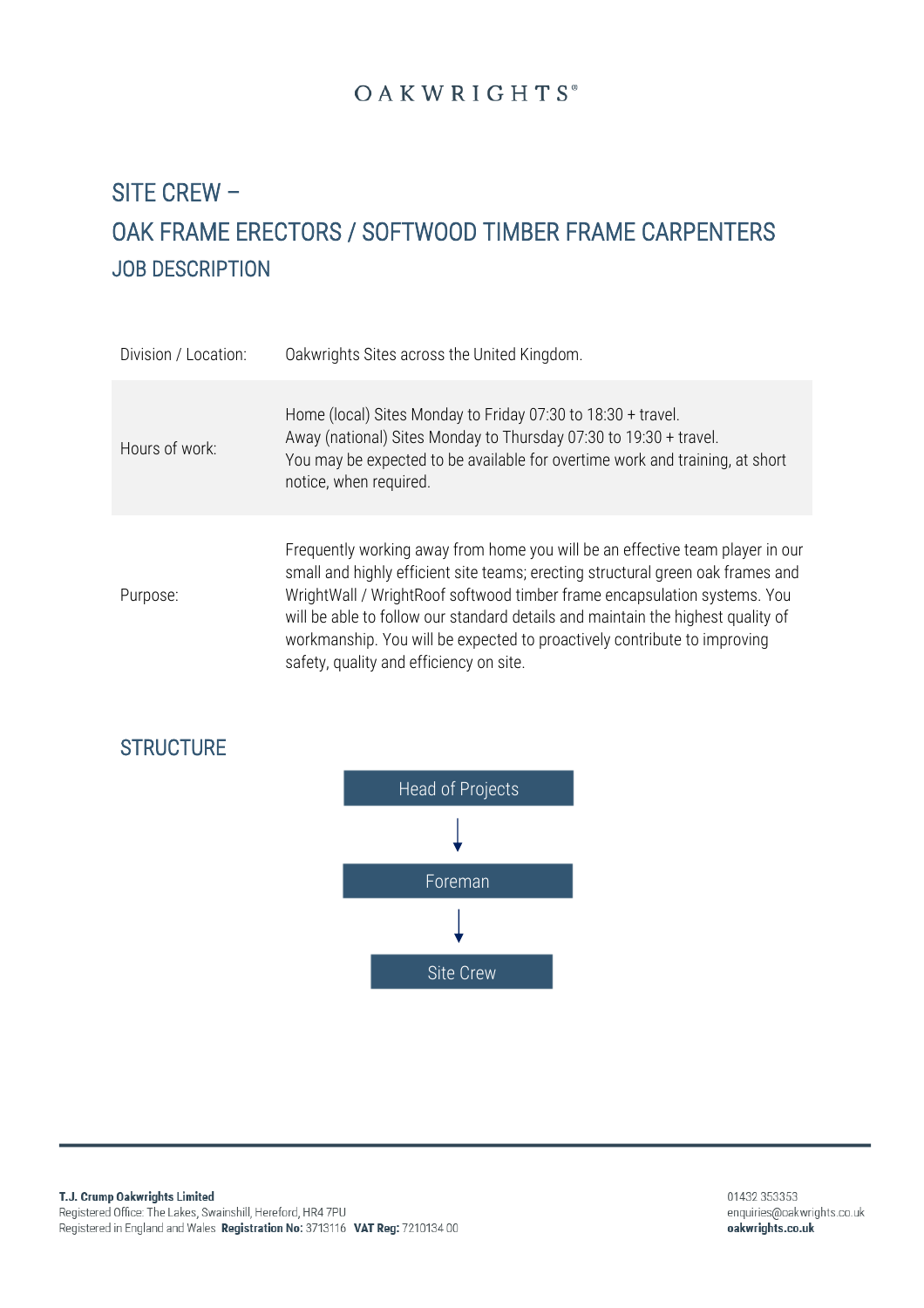OAKWRIGHTS®

# SITE CREW –
# OAK FRAME ERECTORS / SOFTWOOD TIMBER FRAME CARPENTERS
## JOB DESCRIPTION

| | |
|---|---|
| Division / Location: | Oakwrights Sites across the United Kingdom. |
| Hours of work: | Home (local) Sites Monday to Friday 07:30 to 18:30 + travel.<br>Away (national) Sites Monday to Thursday 07:30 to 19:30 + travel.<br>You may be expected to be available for overtime work and training, at short notice, when required. |
| Purpose: | Frequently working away from home you will be an effective team player in our small and highly efficient site teams; erecting structural green oak frames and WrightWall / WrightRoof softwood timber frame encapsulation systems. You will be able to follow our standard details and maintain the highest quality of workmanship. You will be expected to proactively contribute to improving safety, quality and efficiency on site. |

## STRUCTURE

Head of Projects
↓
Foreman
↓
Site Crew

**T.J. Crump Oakwrights Limited**
Registered Office: The Lakes, Swainshill, Hereford, HR4 7PU
Registered in England and Wales **Registration No:** 3713116 **VAT Reg:** 7210134 00

01432 353353
enquiries@oakwrights.co.uk
**oakwrights.co.uk**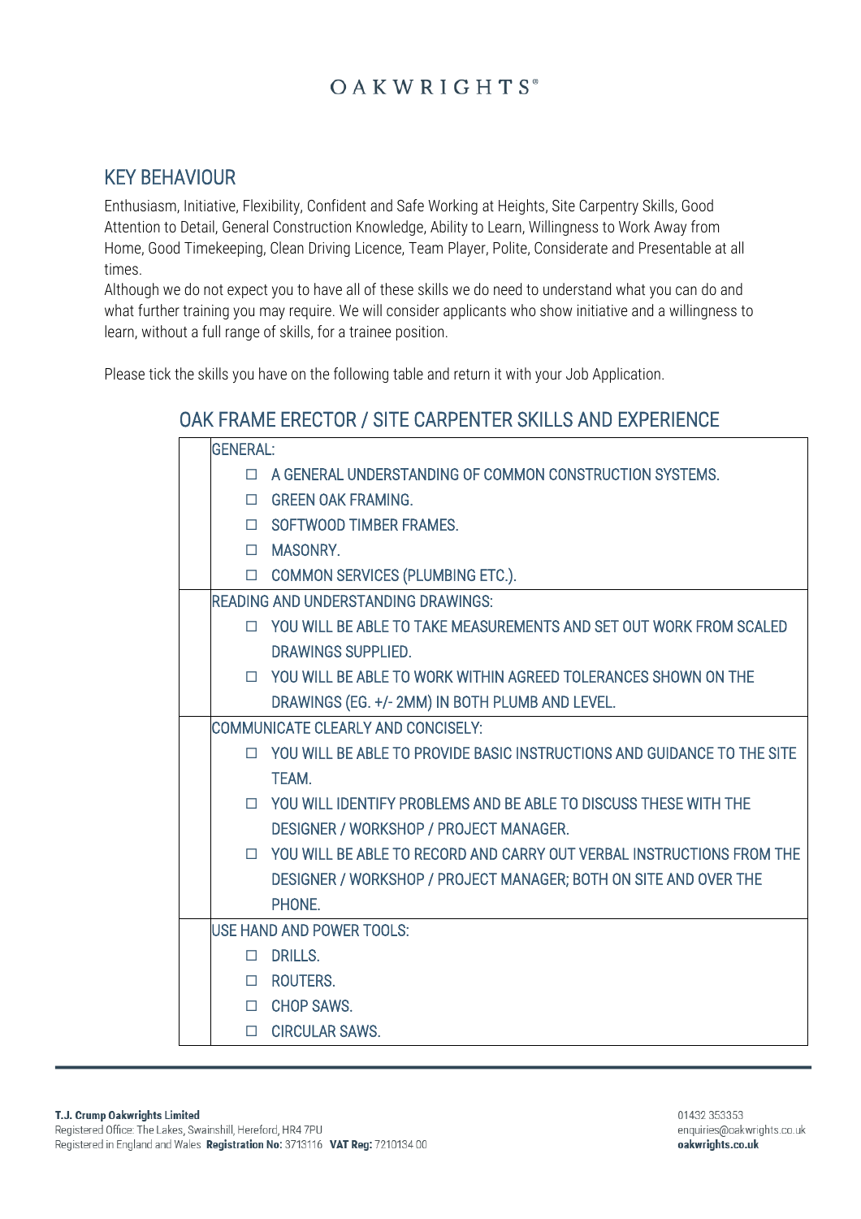## KEY BEHAVIOUR

Enthusiasm, Initiative, Flexibility, Confident and Safe Working at Heights, Site Carpentry Skills, Good Attention to Detail, General Construction Knowledge, Ability to Learn, Willingness to Work Away from Home, Good Timekeeping, Clean Driving Licence, Team Player, Polite, Considerate and Presentable at all times.

Although we do not expect you to have all of these skills we do need to understand what you can do and what further training you may require. We will consider applicants who show initiative and a willingness to learn, without a full range of skills, for a trainee position.

Please tick the skills you have on the following table and return it with your Job Application.

## OAK FRAME ERECTOR / SITE CARPENTER SKILLS AND EXPERIENCE

| | |
|---|---|
| | GENERAL:<br>☐ A GENERAL UNDERSTANDING OF COMMON CONSTRUCTION SYSTEMS.<br>☐ GREEN OAK FRAMING.<br>☐ SOFTWOOD TIMBER FRAMES.<br>☐ MASONRY.<br>☐ COMMON SERVICES (PLUMBING ETC.). |
| | READING AND UNDERSTANDING DRAWINGS:<br>☐ YOU WILL BE ABLE TO TAKE MEASUREMENTS AND SET OUT WORK FROM SCALED DRAWINGS SUPPLIED.<br>☐ YOU WILL BE ABLE TO WORK WITHIN AGREED TOLERANCES SHOWN ON THE DRAWINGS (EG. +/- 2MM) IN BOTH PLUMB AND LEVEL. |
| | COMMUNICATE CLEARLY AND CONCISELY:<br>☐ YOU WILL BE ABLE TO PROVIDE BASIC INSTRUCTIONS AND GUIDANCE TO THE SITE TEAM.<br>☐ YOU WILL IDENTIFY PROBLEMS AND BE ABLE TO DISCUSS THESE WITH THE DESIGNER / WORKSHOP / PROJECT MANAGER.<br>☐ YOU WILL BE ABLE TO RECORD AND CARRY OUT VERBAL INSTRUCTIONS FROM THE DESIGNER / WORKSHOP / PROJECT MANAGER; BOTH ON SITE AND OVER THE PHONE. |
| | USE HAND AND POWER TOOLS:<br>☐ DRILLS.<br>☐ ROUTERS.<br>☐ CHOP SAWS.<br>☐ CIRCULAR SAWS. |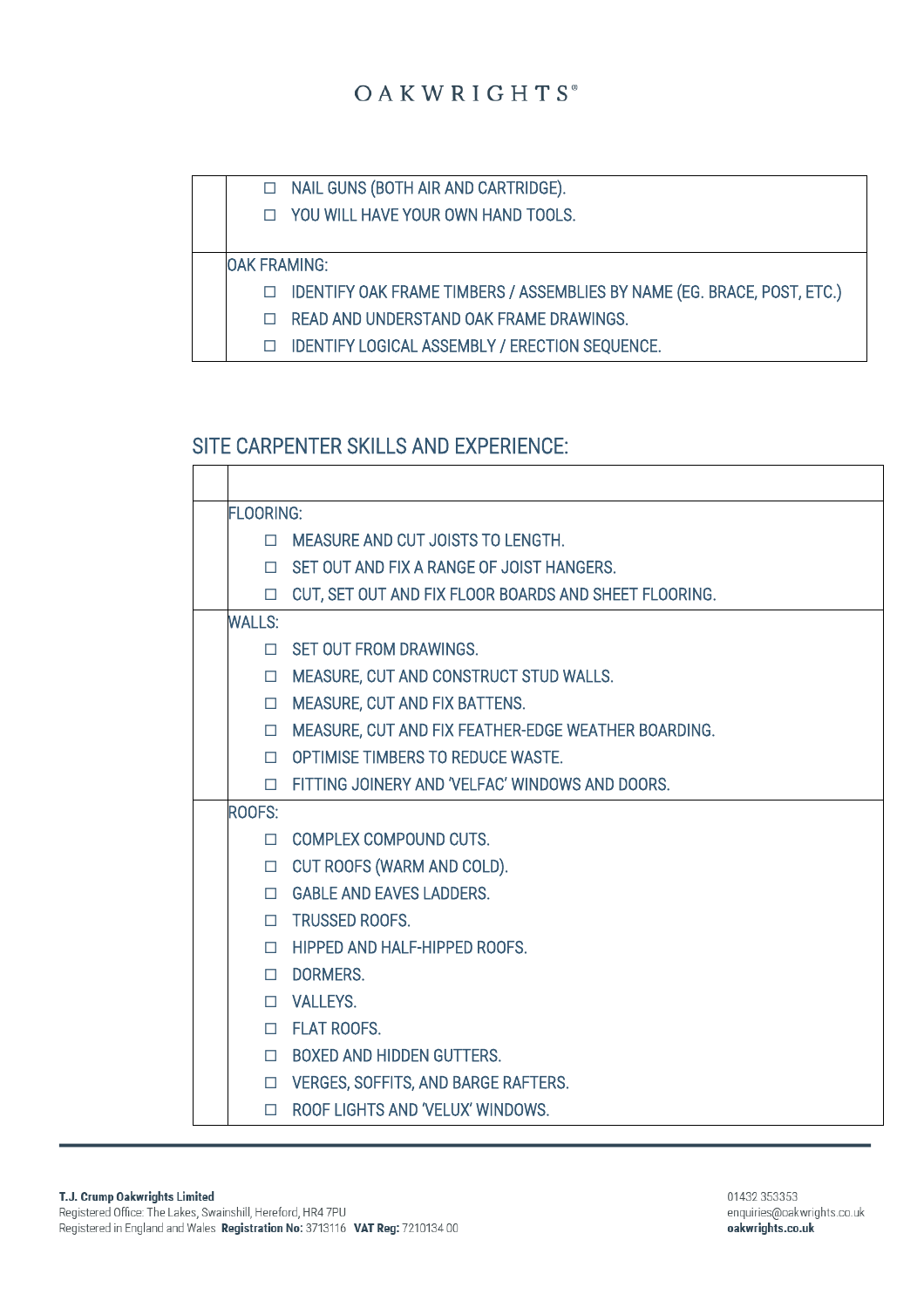| | |
|---|---|
| | ☐ NAIL GUNS (BOTH AIR AND CARTRIDGE).<br>☐ YOU WILL HAVE YOUR OWN HAND TOOLS. |
| | OAK FRAMING:<br>☐ IDENTIFY OAK FRAME TIMBERS / ASSEMBLIES BY NAME (EG. BRACE, POST, ETC.)<br>☐ READ AND UNDERSTAND OAK FRAME DRAWINGS.<br>☐ IDENTIFY LOGICAL ASSEMBLY / ERECTION SEQUENCE. |

## SITE CARPENTER SKILLS AND EXPERIENCE:

| | |
|---|---|
| | FLOORING:<br>☐ MEASURE AND CUT JOISTS TO LENGTH.<br>☐ SET OUT AND FIX A RANGE OF JOIST HANGERS.<br>☐ CUT, SET OUT AND FIX FLOOR BOARDS AND SHEET FLOORING. |
| | WALLS:<br>☐ SET OUT FROM DRAWINGS.<br>☐ MEASURE, CUT AND CONSTRUCT STUD WALLS.<br>☐ MEASURE, CUT AND FIX BATTENS.<br>☐ MEASURE, CUT AND FIX FEATHER-EDGE WEATHER BOARDING.<br>☐ OPTIMISE TIMBERS TO REDUCE WASTE.<br>☐ FITTING JOINERY AND 'VELFAC' WINDOWS AND DOORS. |
| | ROOFS:<br>☐ COMPLEX COMPOUND CUTS.<br>☐ CUT ROOFS (WARM AND COLD).<br>☐ GABLE AND EAVES LADDERS.<br>☐ TRUSSED ROOFS.<br>☐ HIPPED AND HALF-HIPPED ROOFS.<br>☐ DORMERS.<br>☐ VALLEYS.<br>☐ FLAT ROOFS.<br>☐ BOXED AND HIDDEN GUTTERS.<br>☐ VERGES, SOFFITS, AND BARGE RAFTERS.<br>☐ ROOF LIGHTS AND 'VELUX' WINDOWS. |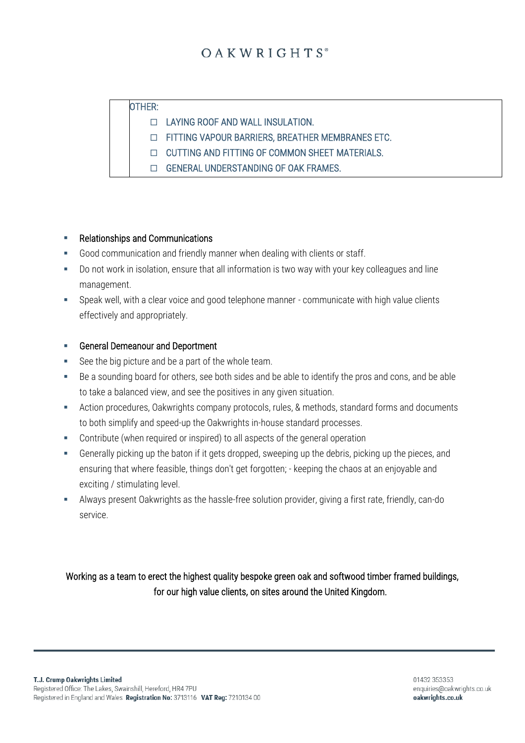| | OTHER: |
|---|---|
| | ☐ LAYING ROOF AND WALL INSULATION. |
| | ☐ FITTING VAPOUR BARRIERS, BREATHER MEMBRANES ETC. |
| | ☐ CUTTING AND FITTING OF COMMON SHEET MATERIALS. |
| | ☐ GENERAL UNDERSTANDING OF OAK FRAMES. |

- Relationships and Communications
- Good communication and friendly manner when dealing with clients or staff.
- Do not work in isolation, ensure that all information is two way with your key colleagues and line management.
- Speak well, with a clear voice and good telephone manner - communicate with high value clients effectively and appropriately.

- General Demeanour and Deportment
- See the big picture and be a part of the whole team.
- Be a sounding board for others, see both sides and be able to identify the pros and cons, and be able to take a balanced view, and see the positives in any given situation.
- Action procedures, Oakwrights company protocols, rules, & methods, standard forms and documents to both simplify and speed-up the Oakwrights in-house standard processes.
- Contribute (when required or inspired) to all aspects of the general operation
- Generally picking up the baton if it gets dropped, sweeping up the debris, picking up the pieces, and ensuring that where feasible, things don't get forgotten; - keeping the chaos at an enjoyable and exciting / stimulating level.
- Always present Oakwrights as the hassle-free solution provider, giving a first rate, friendly, can-do service.

Working as a team to erect the highest quality bespoke green oak and softwood timber framed buildings, for our high value clients, on sites around the United Kingdom.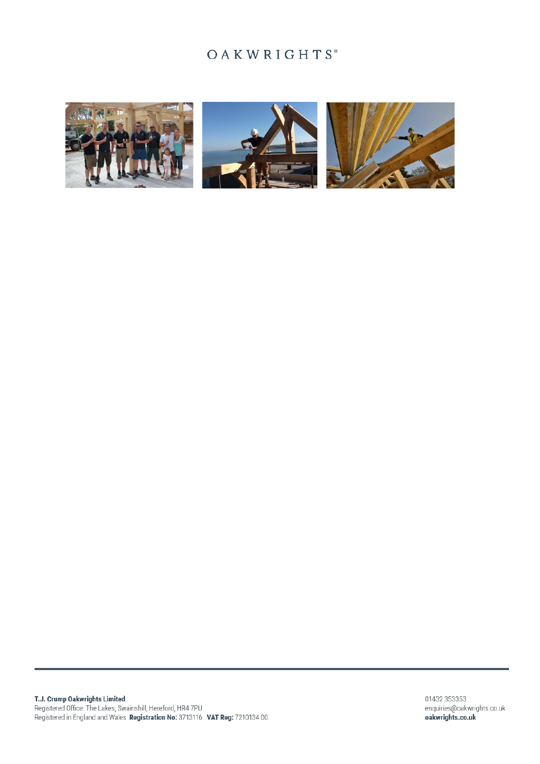OAKWRIGHTS®

**T.J. Crump Oakwrights Limited**
Registered Office: The Lakes, Swainshill, Hereford, HR4 7PU
Registered in England and Wales **Registration No:** 3713116 **VAT Reg:** 7210134 00

01432 353353
enquiries@oakwrights.co.uk
**oakwrights.co.uk**